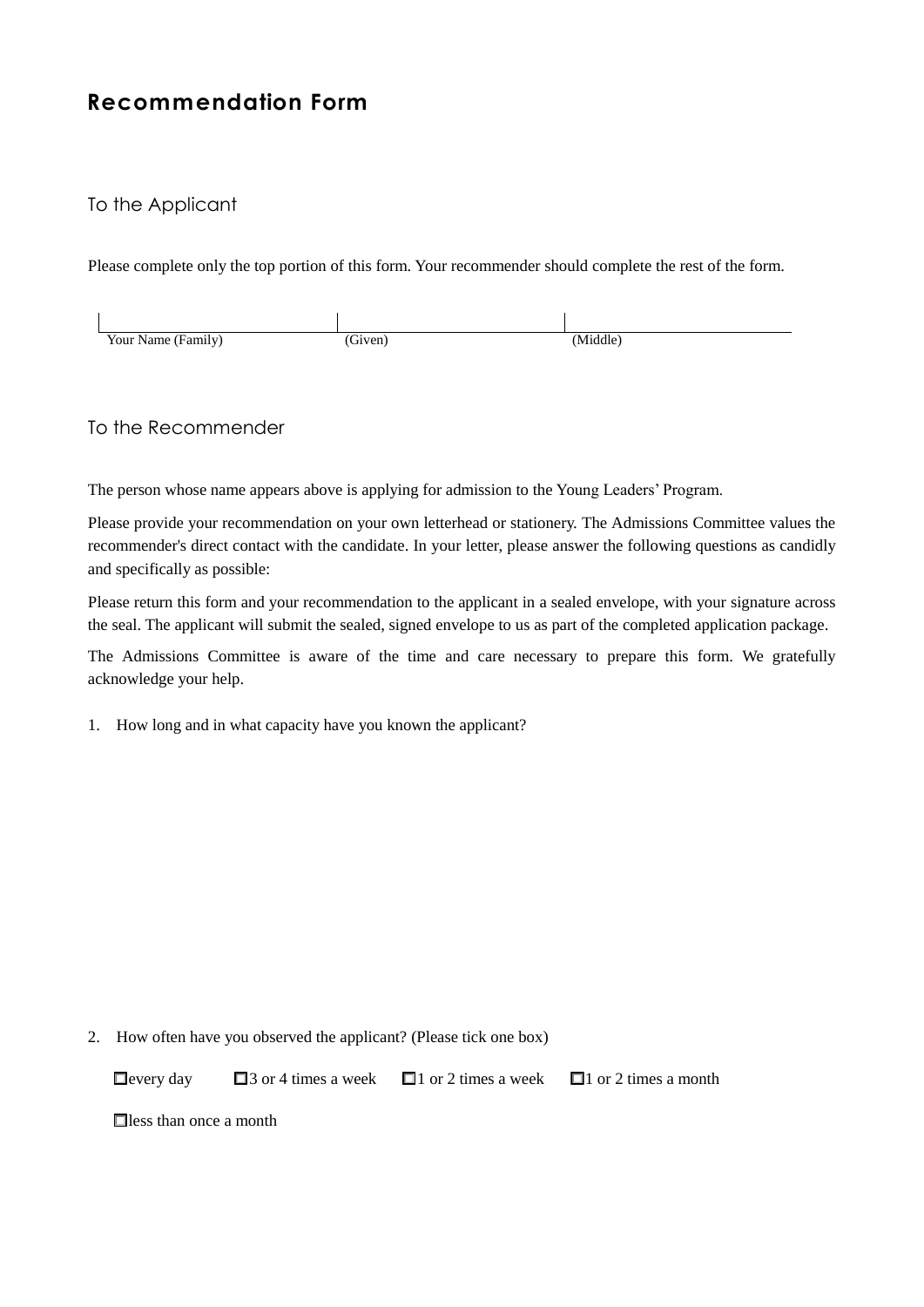# Recommendation Form

## To the Applicant

Please complete only the top portion of this form. Your recommender should complete the rest of the form.

| Your Name (Family) | (Given) | (Middle) |
|---|---|---|
| | | |

## To the Recommender

The person whose name appears above is applying for admission to the Young Leaders' Program.

Please provide your recommendation on your own letterhead or stationery. The Admissions Committee values the recommender's direct contact with the candidate. In your letter, please answer the following questions as candidly and specifically as possible:

Please return this form and your recommendation to the applicant in a sealed envelope, with your signature across the seal. The applicant will submit the sealed, signed envelope to us as part of the completed application package.

The Admissions Committee is aware of the time and care necessary to prepare this form. We gratefully acknowledge your help.

1. How long and in what capacity have you known the applicant?

2. How often have you observed the applicant? (Please tick one box)

☐ every day ☐ 3 or 4 times a week ☐ 1 or 2 times a week ☐ 1 or 2 times a month

☐ less than once a month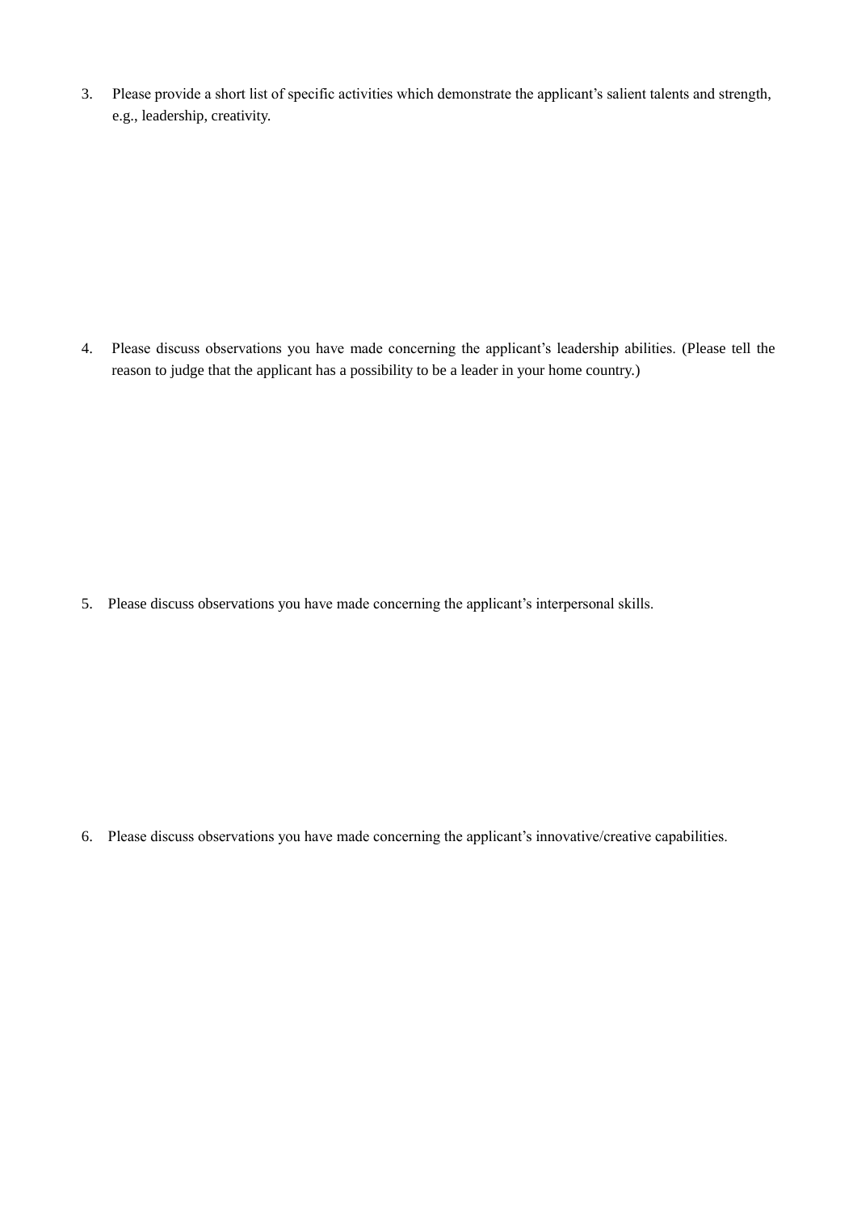3. Please provide a short list of specific activities which demonstrate the applicant's salient talents and strength, e.g., leadership, creativity.

4. Please discuss observations you have made concerning the applicant's leadership abilities. (Please tell the reason to judge that the applicant has a possibility to be a leader in your home country.)

5. Please discuss observations you have made concerning the applicant's interpersonal skills.

6. Please discuss observations you have made concerning the applicant's innovative/creative capabilities.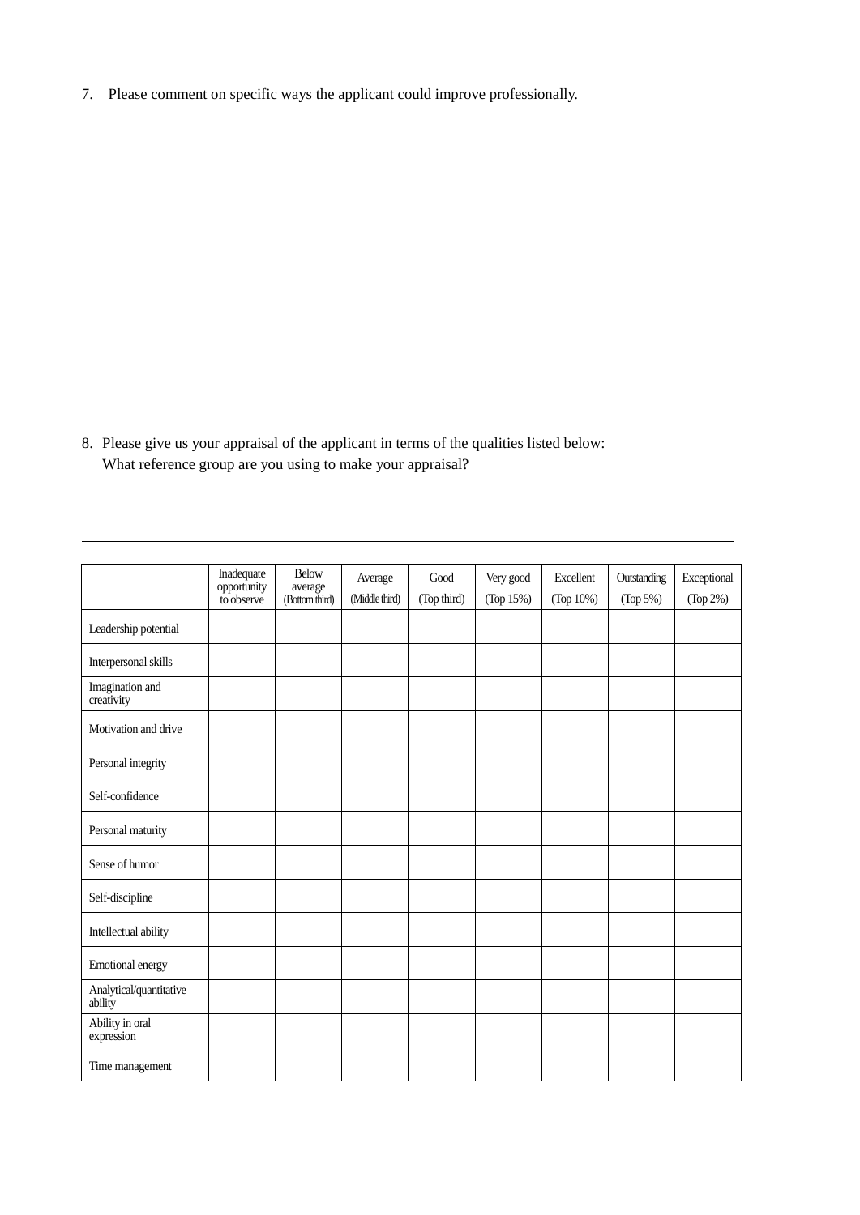7. Please comment on specific ways the applicant could improve professionally.

8. Please give us your appraisal of the applicant in terms of the qualities listed below:
   What reference group are you using to make your appraisal?

________________________________________________________________________________

________________________________________________________________________________

| | Inadequate opportunity to observe | Below average (Bottom third) | Average (Middle third) | Good (Top third) | Very good (Top 15%) | Excellent (Top 10%) | Outstanding (Top 5%) | Exceptional (Top 2%) |
|---|---|---|---|---|---|---|---|---|
| Leadership potential | | | | | | | | |
| Interpersonal skills | | | | | | | | |
| Imagination and creativity | | | | | | | | |
| Motivation and drive | | | | | | | | |
| Personal integrity | | | | | | | | |
| Self-confidence | | | | | | | | |
| Personal maturity | | | | | | | | |
| Sense of humor | | | | | | | | |
| Self-discipline | | | | | | | | |
| Intellectual ability | | | | | | | | |
| Emotional energy | | | | | | | | |
| Analytical/quantitative ability | | | | | | | | |
| Ability in oral expression | | | | | | | | |
| Time management | | | | | | | | |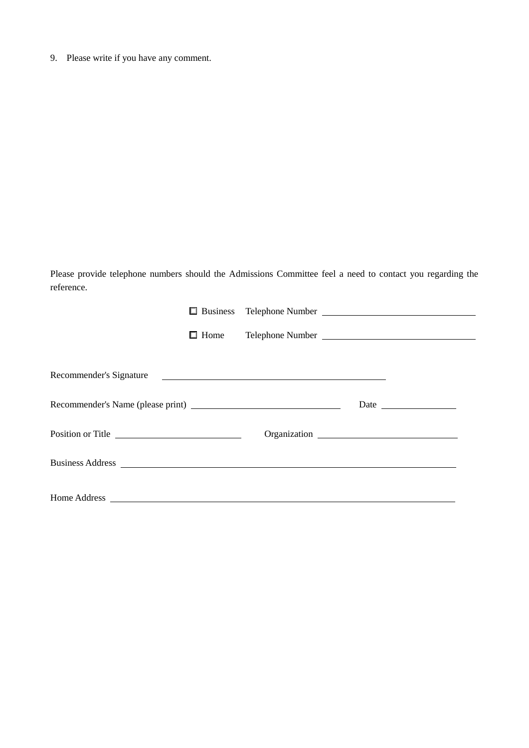9. Please write if you have any comment.

Please provide telephone numbers should the Admissions Committee feel a need to contact you regarding the reference.

☐ Business Telephone Number \_\_\_\_\_\_\_\_\_\_\_\_\_\_\_\_\_\_\_\_\_\_\_\_\_\_\_\_

☐ Home Telephone Number \_\_\_\_\_\_\_\_\_\_\_\_\_\_\_\_\_\_\_\_\_\_\_\_\_\_\_\_

Recommender's Signature \_\_\_\_\_\_\_\_\_\_\_\_\_\_\_\_\_\_\_\_\_\_\_\_\_\_\_\_\_\_\_\_\_\_\_\_\_\_\_\_

Recommender's Name (please print) \_\_\_\_\_\_\_\_\_\_\_\_\_\_\_\_\_\_\_\_\_\_\_\_\_\_\_ Date \_\_\_\_\_\_\_\_\_\_\_\_\_

Position or Title \_\_\_\_\_\_\_\_\_\_\_\_\_\_\_\_\_\_\_\_\_\_ Organization \_\_\_\_\_\_\_\_\_\_\_\_\_\_\_\_\_\_\_\_\_\_\_\_\_

Business Address \_\_\_\_\_\_\_\_\_\_\_\_\_\_\_\_\_\_\_\_\_\_\_\_\_\_\_\_\_\_\_\_\_\_\_\_\_\_\_\_\_\_\_\_\_\_\_\_\_\_\_\_\_\_\_\_\_\_\_\_\_\_\_\_

Home Address \_\_\_\_\_\_\_\_\_\_\_\_\_\_\_\_\_\_\_\_\_\_\_\_\_\_\_\_\_\_\_\_\_\_\_\_\_\_\_\_\_\_\_\_\_\_\_\_\_\_\_\_\_\_\_\_\_\_\_\_\_\_\_\_\_